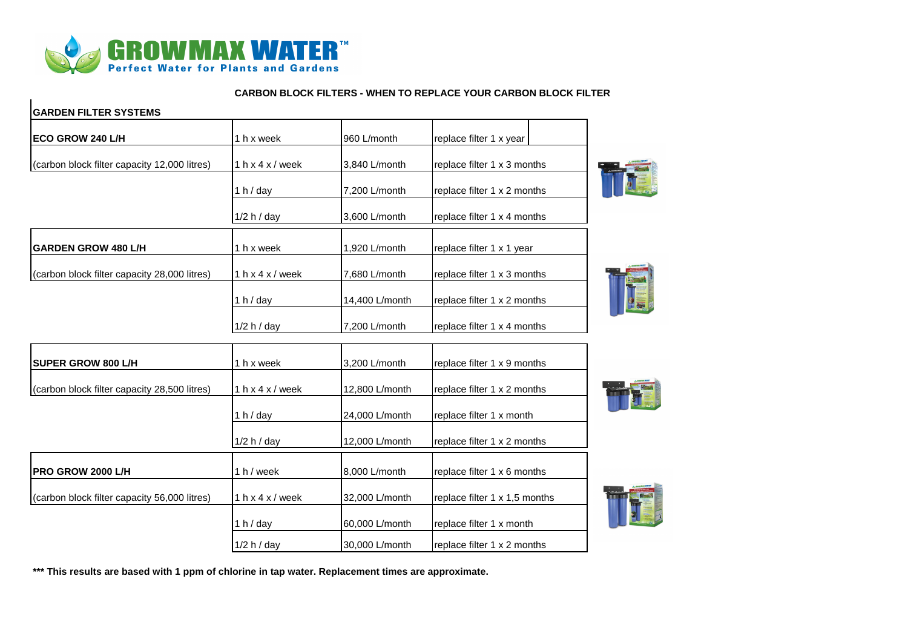GROWMAX WATER™
Perfect Water for Plants and Gardens

## CARBON BLOCK FILTERS - WHEN TO REPLACE YOUR CARBON BLOCK FILTER

### GARDEN FILTER SYSTEMS

| | | | |
|---|---|---|---|
| **ECO GROW 240 L/H** | 1 h x week | 960 L/month | replace filter 1 x year |
| (carbon block filter capacity 12,000 litres) | 1 h x 4 x / week | 3,840 L/month | replace filter 1 x 3 months |
| | 1 h / day | 7,200 L/month | replace filter 1 x 2 months |
| | 1/2 h / day | 3,600 L/month | replace filter 1 x 4 months |
| **GARDEN GROW 480 L/H** | 1 h x week | 1,920 L/month | replace filter 1 x 1 year |
| (carbon block filter capacity 28,000 litres) | 1 h x 4 x / week | 7,680 L/month | replace filter 1 x 3 months |
| | 1 h / day | 14,400 L/month | replace filter 1 x 2 months |
| | 1/2 h / day | 7,200 L/month | replace filter 1 x 4 months |
| **SUPER GROW 800 L/H** | 1 h x week | 3,200 L/month | replace filter 1 x 9 months |
| (carbon block filter capacity 28,500 litres) | 1 h x 4 x / week | 12,800 L/month | replace filter 1 x 2 months |
| | 1 h / day | 24,000 L/month | replace filter 1 x month |
| | 1/2 h / day | 12,000 L/month | replace filter 1 x 2 months |
| **PRO GROW 2000 L/H** | 1 h / week | 8,000 L/month | replace filter 1 x 6 months |
| (carbon block filter capacity 56,000 litres) | 1 h x 4 x / week | 32,000 L/month | replace filter 1 x 1,5 months |
| | 1 h / day | 60,000 L/month | replace filter 1 x month |
| | 1/2 h / day | 30,000 L/month | replace filter 1 x 2 months |

**\*\*\* This results are based with 1 ppm of chlorine in tap water. Replacement times are approximate.**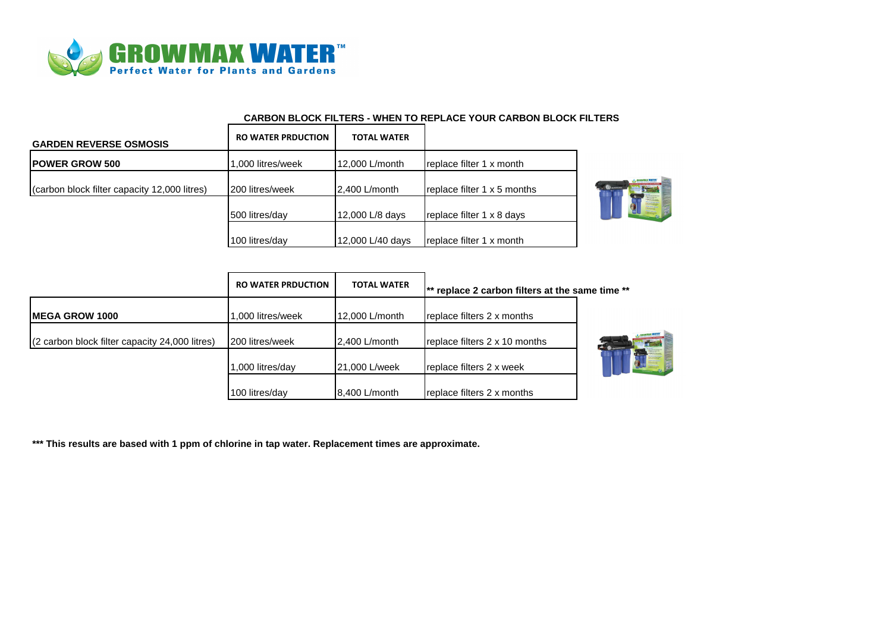# GROWMAX WATER™

**Perfect Water for Plants and Gardens**

**CARBON BLOCK FILTERS - WHEN TO REPLACE YOUR CARBON BLOCK FILTERS**

| GARDEN REVERSE OSMOSIS | RO WATER PRDUCTION | TOTAL WATER | |
|---|---|---|---|
| **POWER GROW 500** | 1,000 litres/week | 12,000 L/month | replace filter 1 x month |
| (carbon block filter capacity 12,000 litres) | 200 litres/week | 2,400 L/month | replace filter 1 x 5 months |
| | 500 litres/day | 12,000 L/8 days | replace filter 1 x 8 days |
| | 100 litres/day | 12,000 L/40 days | replace filter 1 x month |

| | RO WATER PRDUCTION | TOTAL WATER | ** replace 2 carbon filters at the same time ** |
|---|---|---|---|
| **MEGA GROW 1000** | 1,000 litres/week | 12,000 L/month | replace filters 2 x months |
| (2 carbon block filter capacity 24,000 litres) | 200 litres/week | 2,400 L/month | replace filters 2 x 10 months |
| | 1,000 litres/day | 21,000 L/week | replace filters 2 x week |
| | 100 litres/day | 8,400 L/month | replace filters 2 x months |

**\*\*\* This results are based with 1 ppm of chlorine in tap water. Replacement times are approximate.**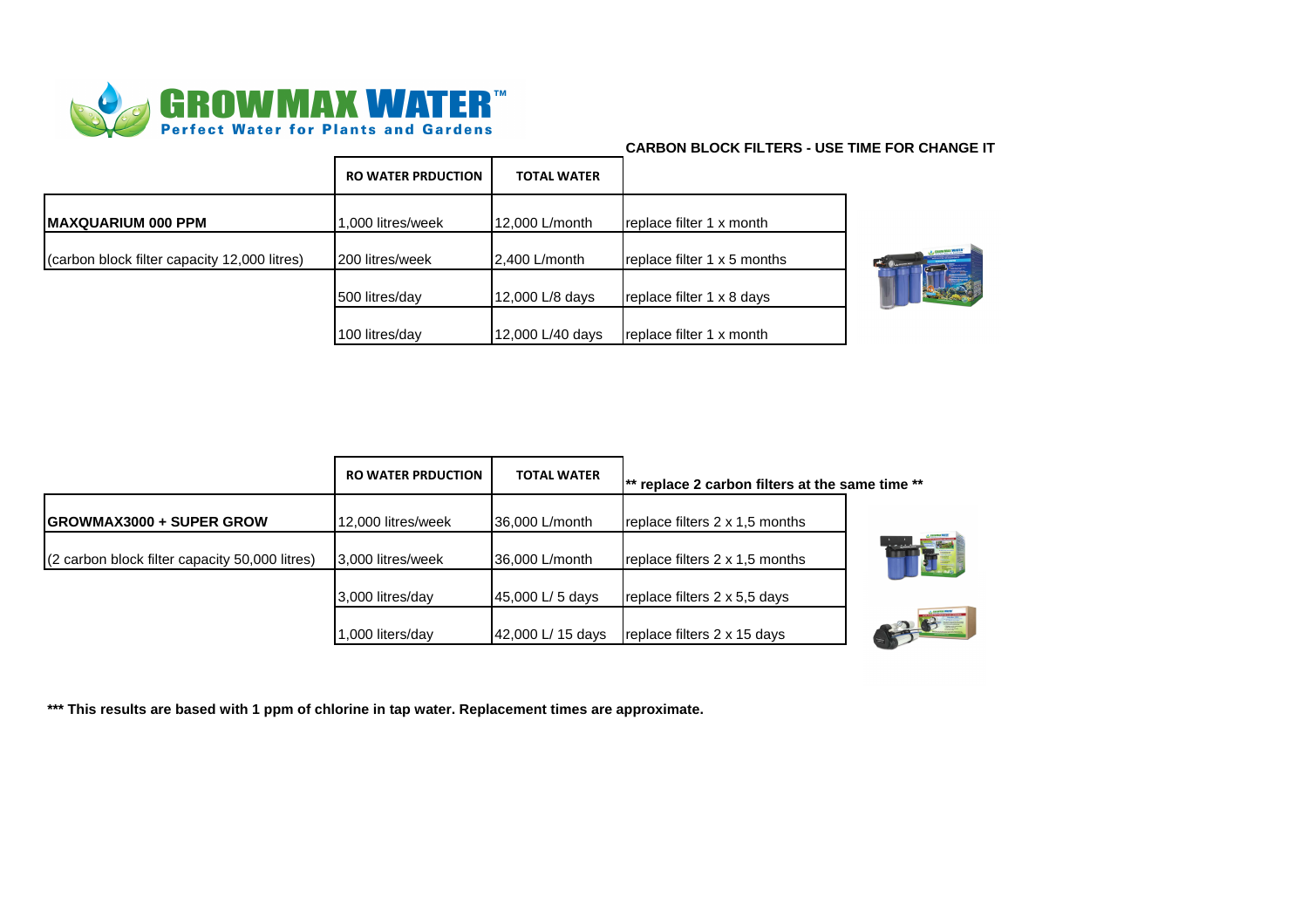# GROWMAX WATER™
Perfect Water for Plants and Gardens

**CARBON BLOCK FILTERS - USE TIME FOR CHANGE IT**

| | RO WATER PRDUCTION | TOTAL WATER | |
|---|---|---|---|
| **MAXQUARIUM 000 PPM** | 1,000 litres/week | 12,000 L/month | replace filter 1 x month |
| (carbon block filter capacity 12,000 litres) | 200 litres/week | 2,400 L/month | replace filter 1 x 5 months |
| | 500 litres/day | 12,000 L/8 days | replace filter 1 x 8 days |
| | 100 litres/day | 12,000 L/40 days | replace filter 1 x month |

| | RO WATER PRDUCTION | TOTAL WATER | ** replace 2 carbon filters at the same time ** |
|---|---|---|---|
| **GROWMAX3000 + SUPER GROW** | 12,000 litres/week | 36,000 L/month | replace filters 2 x 1,5 months |
| (2 carbon block filter capacity 50,000 litres) | 3,000 litres/week | 36,000 L/month | replace filters 2 x 1,5 months |
| | 3,000 litres/day | 45,000 L/ 5 days | replace filters 2 x 5,5 days |
| | 1,000 liters/day | 42,000 L/ 15 days | replace filters 2 x 15 days |

**\*\*\* This results are based with 1 ppm of chlorine in tap water. Replacement times are approximate.**